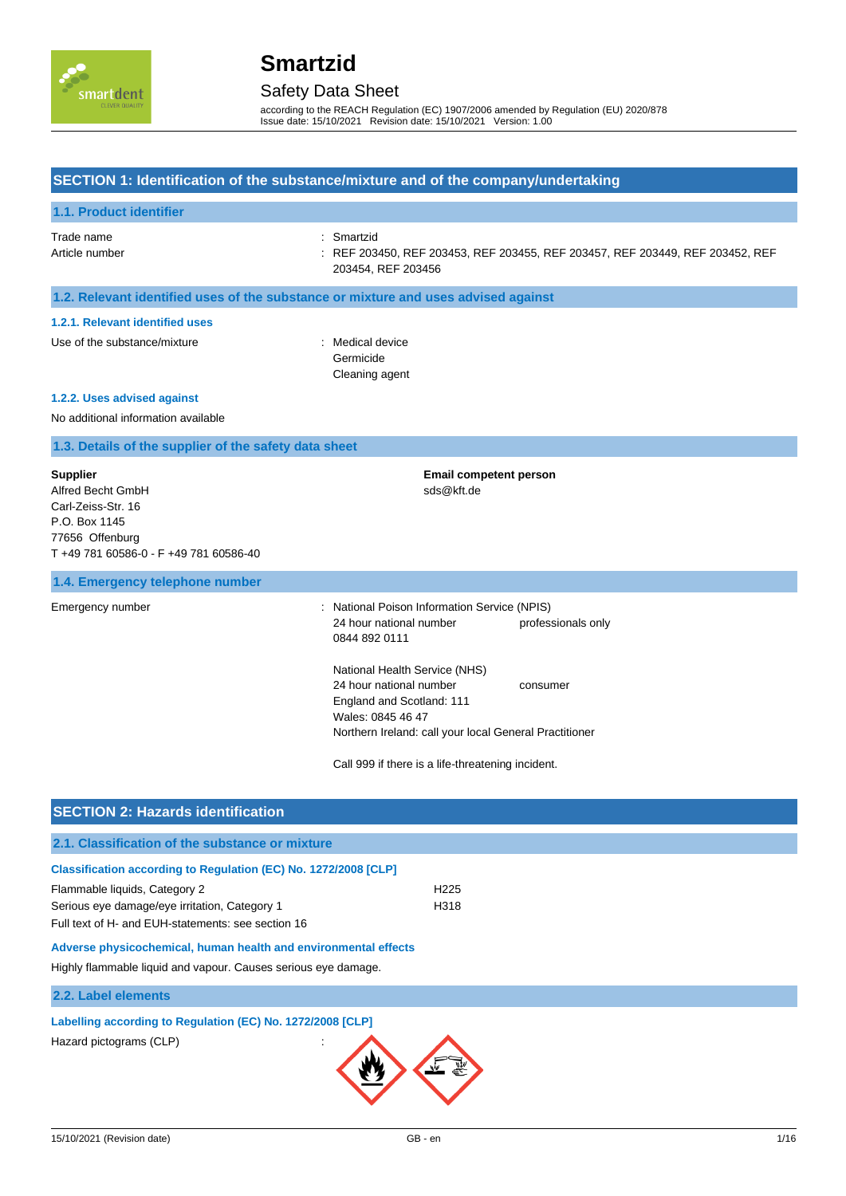# Smartzid

## Safety Data Sheet

according to the REACH Regulation (EC) 1907/2006 amended by Regulation (EU) 2020/878
Issue date: 15/10/2021 Revision date: 15/10/2021 Version: 1.00

## SECTION 1: Identification of the substance/mixture and of the company/undertaking

### 1.1. Product identifier

| | |
|---|---|
| Trade name | : Smartzid |
| Article number | : REF 203450, REF 203453, REF 203455, REF 203457, REF 203449, REF 203452, REF 203454, REF 203456 |

### 1.2. Relevant identified uses of the substance or mixture and uses advised against

#### 1.2.1. Relevant identified uses

| | |
|---|---|
| Use of the substance/mixture | : Medical device<br>Germicide<br>Cleaning agent |

#### 1.2.2. Uses advised against

No additional information available

### 1.3. Details of the supplier of the safety data sheet

**Supplier**
Alfred Becht GmbH
Carl-Zeiss-Str. 16
P.O. Box 1145
77656 Offenburg
T +49 781 60586-0 - F +49 781 60586-40

**Email competent person**
sds@kft.de

### 1.4. Emergency telephone number

Emergency number : National Poison Information Service (NPIS)
24 hour national number — professionals only
0844 892 0111

National Health Service (NHS)
24 hour national number — consumer
England and Scotland: 111
Wales: 0845 46 47
Northern Ireland: call your local General Practitioner

Call 999 if there is a life-threatening incident.

## SECTION 2: Hazards identification

### 2.1. Classification of the substance or mixture

#### Classification according to Regulation (EC) No. 1272/2008 [CLP]

| | |
|---|---|
| Flammable liquids, Category 2 | H225 |
| Serious eye damage/eye irritation, Category 1 | H318 |

Full text of H- and EUH-statements: see section 16

#### Adverse physicochemical, human health and environmental effects

Highly flammable liquid and vapour. Causes serious eye damage.

### 2.2. Label elements

#### Labelling according to Regulation (EC) No. 1272/2008 [CLP]

Hazard pictograms (CLP) :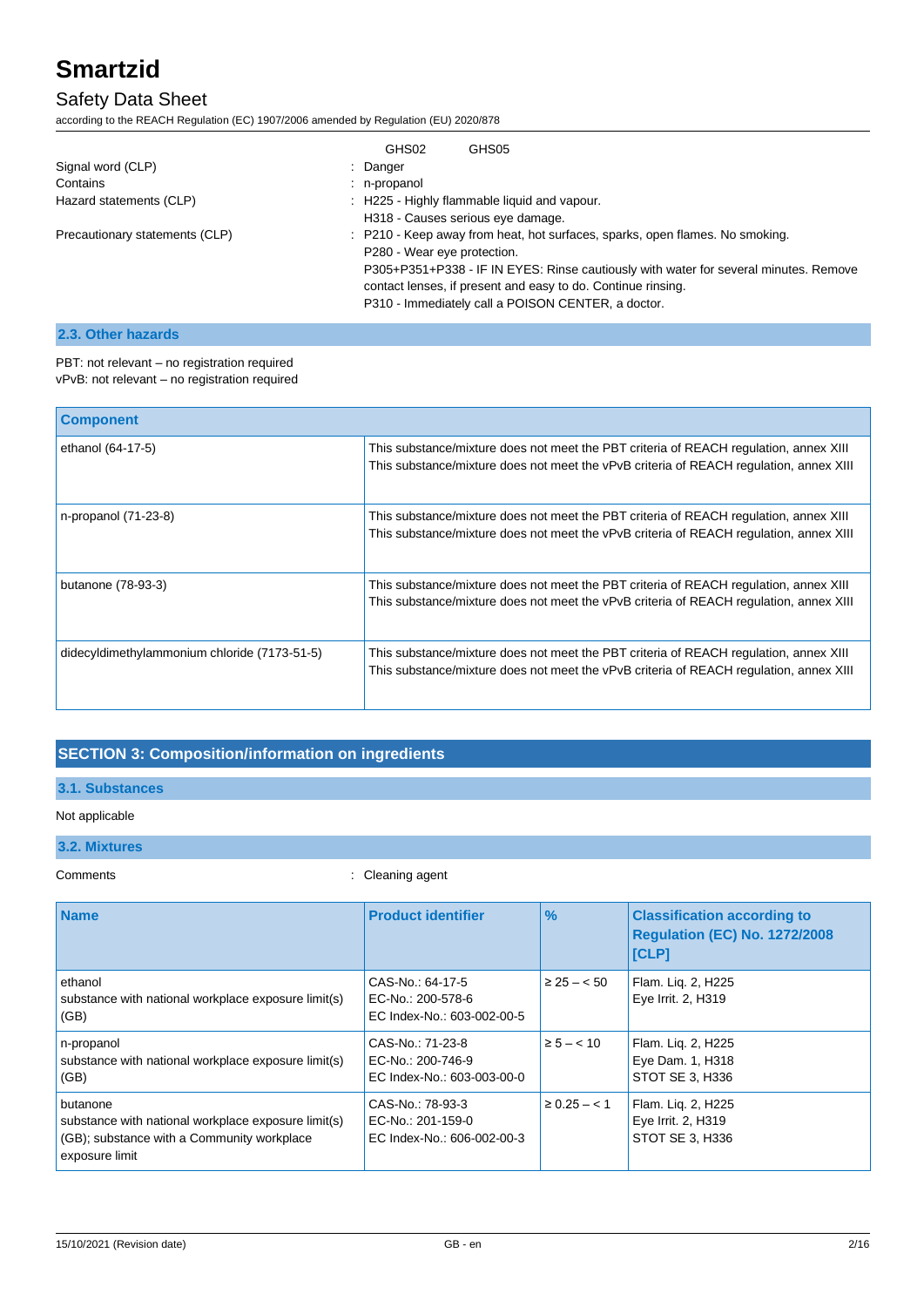GHS02 GHS05

Signal word (CLP) : Danger

Contains : n-propanol

Hazard statements (CLP) : H225 - Highly flammable liquid and vapour.
H318 - Causes serious eye damage.

Precautionary statements (CLP) : P210 - Keep away from heat, hot surfaces, sparks, open flames. No smoking.
P280 - Wear eye protection.
P305+P351+P338 - IF IN EYES: Rinse cautiously with water for several minutes. Remove contact lenses, if present and easy to do. Continue rinsing.
P310 - Immediately call a POISON CENTER, a doctor.

### 2.3. Other hazards

PBT: not relevant – no registration required
vPvB: not relevant – no registration required

| Component | |
|---|---|
| ethanol (64-17-5) | This substance/mixture does not meet the PBT criteria of REACH regulation, annex XIII<br>This substance/mixture does not meet the vPvB criteria of REACH regulation, annex XIII |
| n-propanol (71-23-8) | This substance/mixture does not meet the PBT criteria of REACH regulation, annex XIII<br>This substance/mixture does not meet the vPvB criteria of REACH regulation, annex XIII |
| butanone (78-93-3) | This substance/mixture does not meet the PBT criteria of REACH regulation, annex XIII<br>This substance/mixture does not meet the vPvB criteria of REACH regulation, annex XIII |
| didecyldimethylammonium chloride (7173-51-5) | This substance/mixture does not meet the PBT criteria of REACH regulation, annex XIII<br>This substance/mixture does not meet the vPvB criteria of REACH regulation, annex XIII |

## SECTION 3: Composition/information on ingredients

### 3.1. Substances

Not applicable

### 3.2. Mixtures

Comments : Cleaning agent

| Name | Product identifier | % | Classification according to Regulation (EC) No. 1272/2008 [CLP] |
|---|---|---|---|
| ethanol<br>substance with national workplace exposure limit(s) (GB) | CAS-No.: 64-17-5<br>EC-No.: 200-578-6<br>EC Index-No.: 603-002-00-5 | ≥ 25 – < 50 | Flam. Liq. 2, H225<br>Eye Irrit. 2, H319 |
| n-propanol<br>substance with national workplace exposure limit(s) (GB) | CAS-No.: 71-23-8<br>EC-No.: 200-746-9<br>EC Index-No.: 603-003-00-0 | ≥ 5 – < 10 | Flam. Liq. 2, H225<br>Eye Dam. 1, H318<br>STOT SE 3, H336 |
| butanone<br>substance with national workplace exposure limit(s) (GB); substance with a Community workplace exposure limit | CAS-No.: 78-93-3<br>EC-No.: 201-159-0<br>EC Index-No.: 606-002-00-3 | ≥ 0.25 – < 1 | Flam. Liq. 2, H225<br>Eye Irrit. 2, H319<br>STOT SE 3, H336 |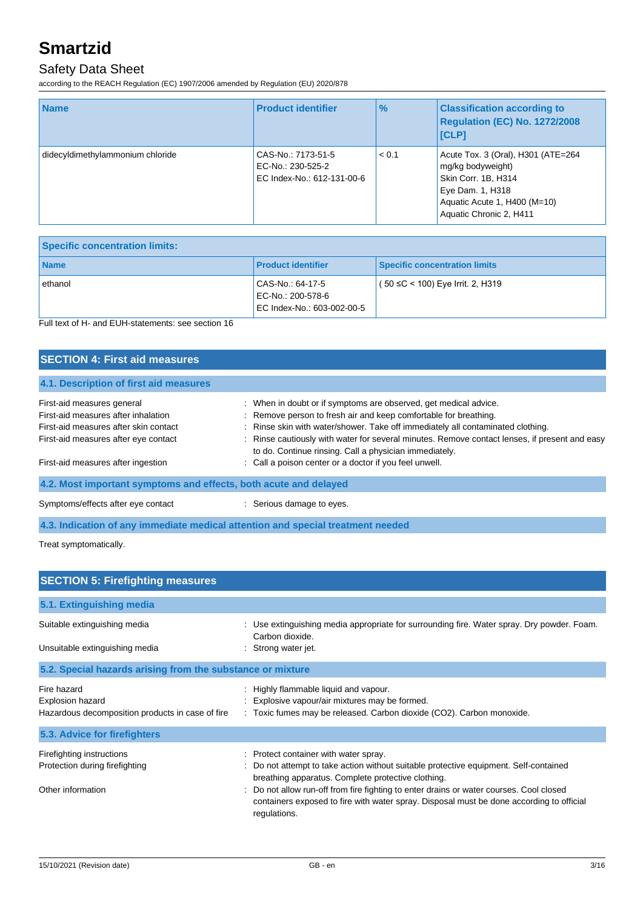| Name | Product identifier | % | Classification according to Regulation (EC) No. 1272/2008 [CLP] |
|---|---|---|---|
| didecyldimethylammonium chloride | CAS-No.: 7173-51-5<br>EC-No.: 230-525-2<br>EC Index-No.: 612-131-00-6 | < 0.1 | Acute Tox. 3 (Oral), H301 (ATE=264 mg/kg bodyweight)<br>Skin Corr. 1B, H314<br>Eye Dam. 1, H318<br>Aquatic Acute 1, H400 (M=10)<br>Aquatic Chronic 2, H411 |

| Specific concentration limits: | | |
|---|---|---|
| **Name** | **Product identifier** | **Specific concentration limits** |
| ethanol | CAS-No.: 64-17-5<br>EC-No.: 200-578-6<br>EC Index-No.: 603-002-00-5 | ( 50 ≤C < 100) Eye Irrit. 2, H319 |

Full text of H- and EUH-statements: see section 16

## SECTION 4: First aid measures

### 4.1. Description of first aid measures

First-aid measures general : When in doubt or if symptoms are observed, get medical advice.

First-aid measures after inhalation : Remove person to fresh air and keep comfortable for breathing.

First-aid measures after skin contact : Rinse skin with water/shower. Take off immediately all contaminated clothing.

First-aid measures after eye contact : Rinse cautiously with water for several minutes. Remove contact lenses, if present and easy to do. Continue rinsing. Call a physician immediately.

First-aid measures after ingestion : Call a poison center or a doctor if you feel unwell.

### 4.2. Most important symptoms and effects, both acute and delayed

Symptoms/effects after eye contact : Serious damage to eyes.

### 4.3. Indication of any immediate medical attention and special treatment needed

Treat symptomatically.

## SECTION 5: Firefighting measures

### 5.1. Extinguishing media

Suitable extinguishing media : Use extinguishing media appropriate for surrounding fire. Water spray. Dry powder. Foam. Carbon dioxide.

Unsuitable extinguishing media : Strong water jet.

### 5.2. Special hazards arising from the substance or mixture

Fire hazard : Highly flammable liquid and vapour.

Explosion hazard : Explosive vapour/air mixtures may be formed.

Hazardous decomposition products in case of fire : Toxic fumes may be released. Carbon dioxide ($CO_2$). Carbon monoxide.

### 5.3. Advice for firefighters

Firefighting instructions : Protect container with water spray.

Protection during firefighting : Do not attempt to take action without suitable protective equipment. Self-contained breathing apparatus. Complete protective clothing.

Other information : Do not allow run-off from fire fighting to enter drains or water courses. Cool closed containers exposed to fire with water spray. Disposal must be done according to official regulations.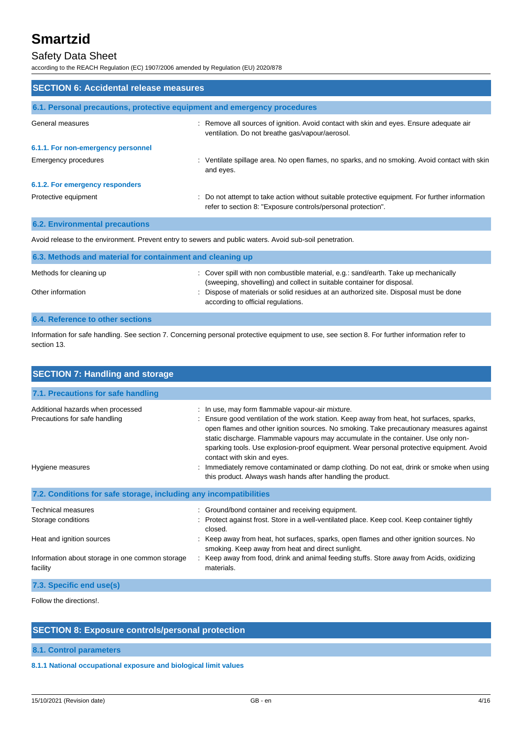## SECTION 6: Accidental release measures

### 6.1. Personal precautions, protective equipment and emergency procedures

| | |
|---|---|
| General measures | : Remove all sources of ignition. Avoid contact with skin and eyes. Ensure adequate air ventilation. Do not breathe gas/vapour/aerosol. |

#### 6.1.1. For non-emergency personnel

| | |
|---|---|
| Emergency procedures | : Ventilate spillage area. No open flames, no sparks, and no smoking. Avoid contact with skin and eyes. |

#### 6.1.2. For emergency responders

| | |
|---|---|
| Protective equipment | : Do not attempt to take action without suitable protective equipment. For further information refer to section 8: "Exposure controls/personal protection". |

### 6.2. Environmental precautions

Avoid release to the environment. Prevent entry to sewers and public waters. Avoid sub-soil penetration.

### 6.3. Methods and material for containment and cleaning up

| | |
|---|---|
| Methods for cleaning up | : Cover spill with non combustible material, e.g.: sand/earth. Take up mechanically (sweeping, shovelling) and collect in suitable container for disposal. |
| Other information | : Dispose of materials or solid residues at an authorized site. Disposal must be done according to official regulations. |

### 6.4. Reference to other sections

Information for safe handling. See section 7. Concerning personal protective equipment to use, see section 8. For further information refer to section 13.

## SECTION 7: Handling and storage

### 7.1. Precautions for safe handling

| | |
|---|---|
| Additional hazards when processed | : In use, may form flammable vapour-air mixture. |
| Precautions for safe handling | : Ensure good ventilation of the work station. Keep away from heat, hot surfaces, sparks, open flames and other ignition sources. No smoking. Take precautionary measures against static discharge. Flammable vapours may accumulate in the container. Use only non-sparking tools. Use explosion-proof equipment. Wear personal protective equipment. Avoid contact with skin and eyes. |
| Hygiene measures | : Immediately remove contaminated or damp clothing. Do not eat, drink or smoke when using this product. Always wash hands after handling the product. |

### 7.2. Conditions for safe storage, including any incompatibilities

| | |
|---|---|
| Technical measures | : Ground/bond container and receiving equipment. |
| Storage conditions | : Protect against frost. Store in a well-ventilated place. Keep cool. Keep container tightly closed. |
| Heat and ignition sources | : Keep away from heat, hot surfaces, sparks, open flames and other ignition sources. No smoking. Keep away from heat and direct sunlight. |
| Information about storage in one common storage facility | : Keep away from food, drink and animal feeding stuffs. Store away from Acids, oxidizing materials. |

### 7.3. Specific end use(s)

Follow the directions!.

## SECTION 8: Exposure controls/personal protection

### 8.1. Control parameters

#### 8.1.1 National occupational exposure and biological limit values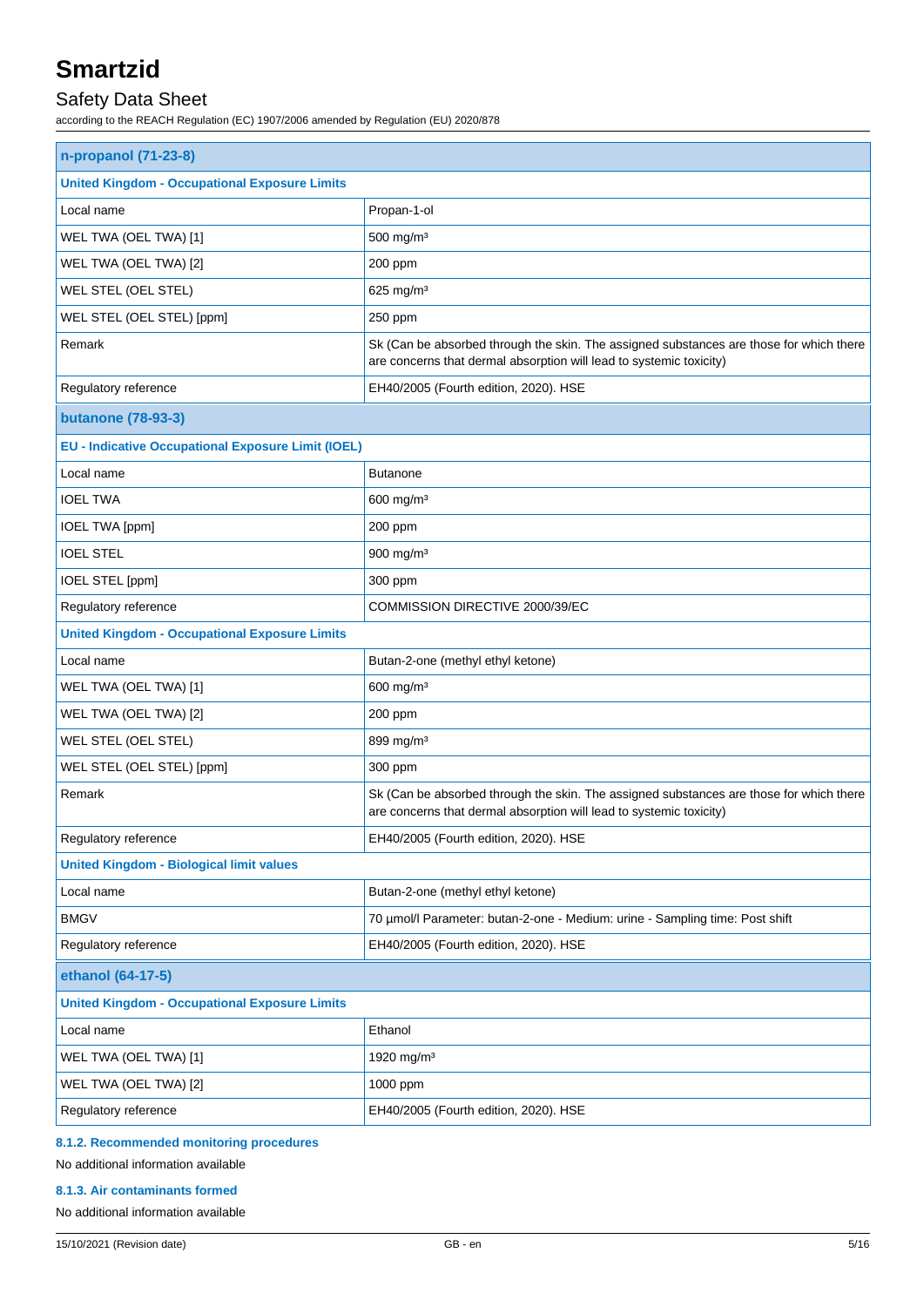| n-propanol (71-23-8) | |
|---|---|
| **United Kingdom - Occupational Exposure Limits** | |
| Local name | Propan-1-ol |
| WEL TWA (OEL TWA) [1] | 500 mg/m³ |
| WEL TWA (OEL TWA) [2] | 200 ppm |
| WEL STEL (OEL STEL) | 625 mg/m³ |
| WEL STEL (OEL STEL) [ppm] | 250 ppm |
| Remark | Sk (Can be absorbed through the skin. The assigned substances are those for which there are concerns that dermal absorption will lead to systemic toxicity) |
| Regulatory reference | EH40/2005 (Fourth edition, 2020). HSE |
| **butanone (78-93-3)** | |
| **EU - Indicative Occupational Exposure Limit (IOEL)** | |
| Local name | Butanone |
| IOEL TWA | 600 mg/m³ |
| IOEL TWA [ppm] | 200 ppm |
| IOEL STEL | 900 mg/m³ |
| IOEL STEL [ppm] | 300 ppm |
| Regulatory reference | COMMISSION DIRECTIVE 2000/39/EC |
| **United Kingdom - Occupational Exposure Limits** | |
| Local name | Butan-2-one (methyl ethyl ketone) |
| WEL TWA (OEL TWA) [1] | 600 mg/m³ |
| WEL TWA (OEL TWA) [2] | 200 ppm |
| WEL STEL (OEL STEL) | 899 mg/m³ |
| WEL STEL (OEL STEL) [ppm] | 300 ppm |
| Remark | Sk (Can be absorbed through the skin. The assigned substances are those for which there are concerns that dermal absorption will lead to systemic toxicity) |
| Regulatory reference | EH40/2005 (Fourth edition, 2020). HSE |
| **United Kingdom - Biological limit values** | |
| Local name | Butan-2-one (methyl ethyl ketone) |
| BMGV | 70 µmol/l Parameter: butan-2-one - Medium: urine - Sampling time: Post shift |
| Regulatory reference | EH40/2005 (Fourth edition, 2020). HSE |
| **ethanol (64-17-5)** | |
| **United Kingdom - Occupational Exposure Limits** | |
| Local name | Ethanol |
| WEL TWA (OEL TWA) [1] | 1920 mg/m³ |
| WEL TWA (OEL TWA) [2] | 1000 ppm |
| Regulatory reference | EH40/2005 (Fourth edition, 2020). HSE |

#### 8.1.2. Recommended monitoring procedures

No additional information available

#### 8.1.3. Air contaminants formed

No additional information available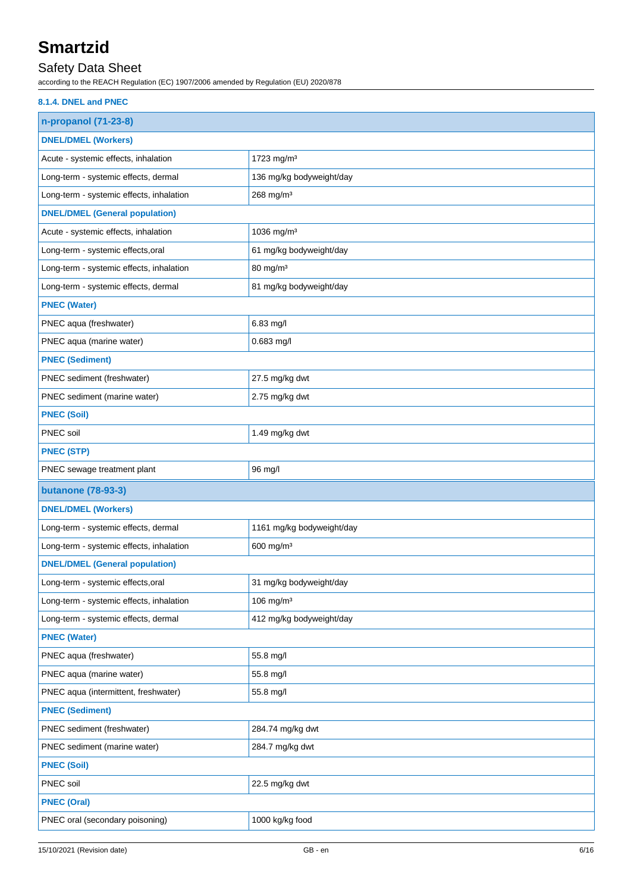#### 8.1.4. DNEL and PNEC

| n-propanol (71-23-8) | |
|---|---|
| **DNEL/DMEL (Workers)** | |
| Acute - systemic effects, inhalation | 1723 mg/m³ |
| Long-term - systemic effects, dermal | 136 mg/kg bodyweight/day |
| Long-term - systemic effects, inhalation | 268 mg/m³ |
| **DNEL/DMEL (General population)** | |
| Acute - systemic effects, inhalation | 1036 mg/m³ |
| Long-term - systemic effects,oral | 61 mg/kg bodyweight/day |
| Long-term - systemic effects, inhalation | 80 mg/m³ |
| Long-term - systemic effects, dermal | 81 mg/kg bodyweight/day |
| **PNEC (Water)** | |
| PNEC aqua (freshwater) | 6.83 mg/l |
| PNEC aqua (marine water) | 0.683 mg/l |
| **PNEC (Sediment)** | |
| PNEC sediment (freshwater) | 27.5 mg/kg dwt |
| PNEC sediment (marine water) | 2.75 mg/kg dwt |
| **PNEC (Soil)** | |
| PNEC soil | 1.49 mg/kg dwt |
| **PNEC (STP)** | |
| PNEC sewage treatment plant | 96 mg/l |

| butanone (78-93-3) | |
|---|---|
| **DNEL/DMEL (Workers)** | |
| Long-term - systemic effects, dermal | 1161 mg/kg bodyweight/day |
| Long-term - systemic effects, inhalation | 600 mg/m³ |
| **DNEL/DMEL (General population)** | |
| Long-term - systemic effects,oral | 31 mg/kg bodyweight/day |
| Long-term - systemic effects, inhalation | 106 mg/m³ |
| Long-term - systemic effects, dermal | 412 mg/kg bodyweight/day |
| **PNEC (Water)** | |
| PNEC aqua (freshwater) | 55.8 mg/l |
| PNEC aqua (marine water) | 55.8 mg/l |
| PNEC aqua (intermittent, freshwater) | 55.8 mg/l |
| **PNEC (Sediment)** | |
| PNEC sediment (freshwater) | 284.74 mg/kg dwt |
| PNEC sediment (marine water) | 284.7 mg/kg dwt |
| **PNEC (Soil)** | |
| PNEC soil | 22.5 mg/kg dwt |
| **PNEC (Oral)** | |
| PNEC oral (secondary poisoning) | 1000 kg/kg food |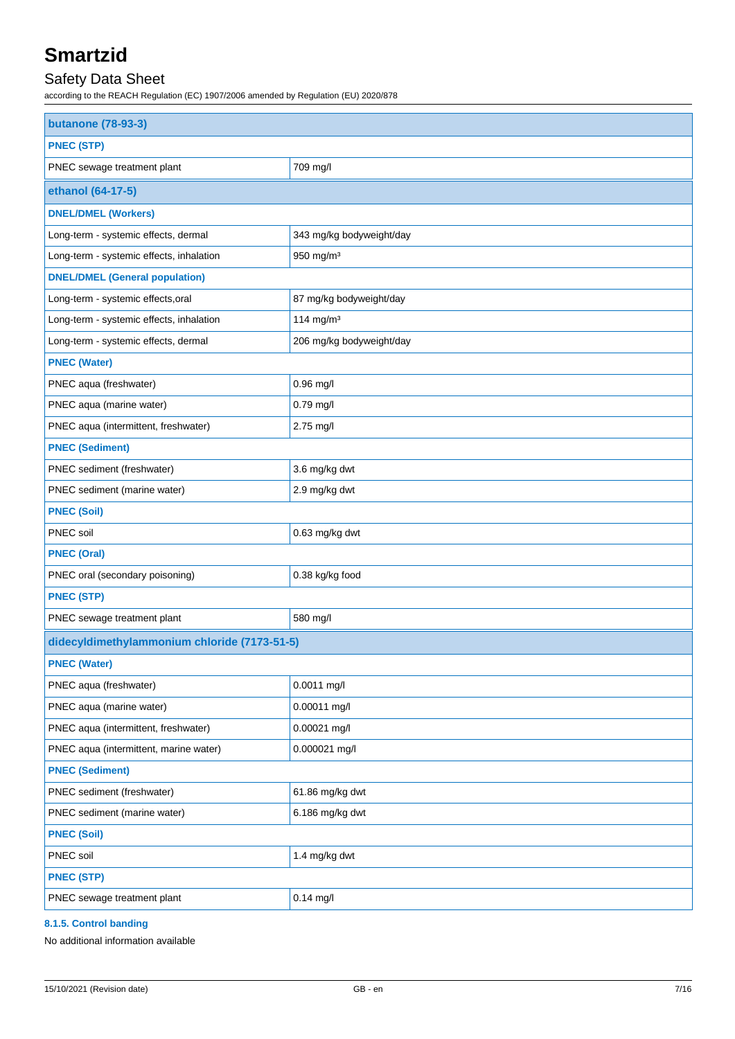| butanone (78-93-3) | |
|---|---|
| **PNEC (STP)** | |
| PNEC sewage treatment plant | 709 mg/l |
| **ethanol (64-17-5)** | |
| **DNEL/DMEL (Workers)** | |
| Long-term - systemic effects, dermal | 343 mg/kg bodyweight/day |
| Long-term - systemic effects, inhalation | 950 mg/m³ |
| **DNEL/DMEL (General population)** | |
| Long-term - systemic effects,oral | 87 mg/kg bodyweight/day |
| Long-term - systemic effects, inhalation | 114 mg/m³ |
| Long-term - systemic effects, dermal | 206 mg/kg bodyweight/day |
| **PNEC (Water)** | |
| PNEC aqua (freshwater) | 0.96 mg/l |
| PNEC aqua (marine water) | 0.79 mg/l |
| PNEC aqua (intermittent, freshwater) | 2.75 mg/l |
| **PNEC (Sediment)** | |
| PNEC sediment (freshwater) | 3.6 mg/kg dwt |
| PNEC sediment (marine water) | 2.9 mg/kg dwt |
| **PNEC (Soil)** | |
| PNEC soil | 0.63 mg/kg dwt |
| **PNEC (Oral)** | |
| PNEC oral (secondary poisoning) | 0.38 kg/kg food |
| **PNEC (STP)** | |
| PNEC sewage treatment plant | 580 mg/l |
| **didecyldimethylammonium chloride (7173-51-5)** | |
| **PNEC (Water)** | |
| PNEC aqua (freshwater) | 0.0011 mg/l |
| PNEC aqua (marine water) | 0.00011 mg/l |
| PNEC aqua (intermittent, freshwater) | 0.00021 mg/l |
| PNEC aqua (intermittent, marine water) | 0.000021 mg/l |
| **PNEC (Sediment)** | |
| PNEC sediment (freshwater) | 61.86 mg/kg dwt |
| PNEC sediment (marine water) | 6.186 mg/kg dwt |
| **PNEC (Soil)** | |
| PNEC soil | 1.4 mg/kg dwt |
| **PNEC (STP)** | |
| PNEC sewage treatment plant | 0.14 mg/l |

#### 8.1.5. Control banding

No additional information available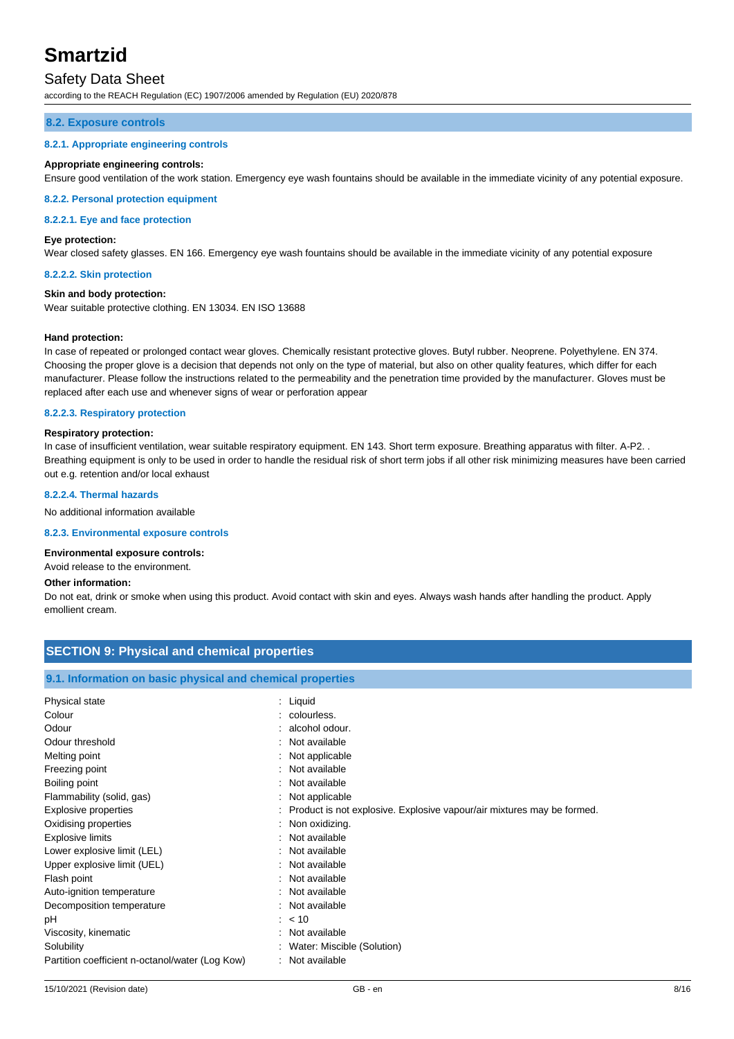### 8.2. Exposure controls

#### 8.2.1. Appropriate engineering controls

**Appropriate engineering controls:**

Ensure good ventilation of the work station. Emergency eye wash fountains should be available in the immediate vicinity of any potential exposure.

#### 8.2.2. Personal protection equipment

##### 8.2.2.1. Eye and face protection

**Eye protection:**

Wear closed safety glasses. EN 166. Emergency eye wash fountains should be available in the immediate vicinity of any potential exposure

##### 8.2.2.2. Skin protection

**Skin and body protection:**

Wear suitable protective clothing. EN 13034. EN ISO 13688

**Hand protection:**

In case of repeated or prolonged contact wear gloves. Chemically resistant protective gloves. Butyl rubber. Neoprene. Polyethylene. EN 374. Choosing the proper glove is a decision that depends not only on the type of material, but also on other quality features, which differ for each manufacturer. Please follow the instructions related to the permeability and the penetration time provided by the manufacturer. Gloves must be replaced after each use and whenever signs of wear or perforation appear

##### 8.2.2.3. Respiratory protection

**Respiratory protection:**

In case of insufficient ventilation, wear suitable respiratory equipment. EN 143. Short term exposure. Breathing apparatus with filter. A-P2. . Breathing equipment is only to be used in order to handle the residual risk of short term jobs if all other risk minimizing measures have been carried out e.g. retention and/or local exhaust

##### 8.2.2.4. Thermal hazards

No additional information available

#### 8.2.3. Environmental exposure controls

**Environmental exposure controls:**

Avoid release to the environment.

**Other information:**

Do not eat, drink or smoke when using this product. Avoid contact with skin and eyes. Always wash hands after handling the product. Apply emollient cream.

## SECTION 9: Physical and chemical properties

### 9.1. Information on basic physical and chemical properties

| | |
|---|---|
| Physical state | : Liquid |
| Colour | : colourless. |
| Odour | : alcohol odour. |
| Odour threshold | : Not available |
| Melting point | : Not applicable |
| Freezing point | : Not available |
| Boiling point | : Not available |
| Flammability (solid, gas) | : Not applicable |
| Explosive properties | : Product is not explosive. Explosive vapour/air mixtures may be formed. |
| Oxidising properties | : Non oxidizing. |
| Explosive limits | : Not available |
| Lower explosive limit (LEL) | : Not available |
| Upper explosive limit (UEL) | : Not available |
| Flash point | : Not available |
| Auto-ignition temperature | : Not available |
| Decomposition temperature | : Not available |
| pH | : < 10 |
| Viscosity, kinematic | : Not available |
| Solubility | : Water: Miscible (Solution) |
| Partition coefficient n-octanol/water (Log Kow) | : Not available |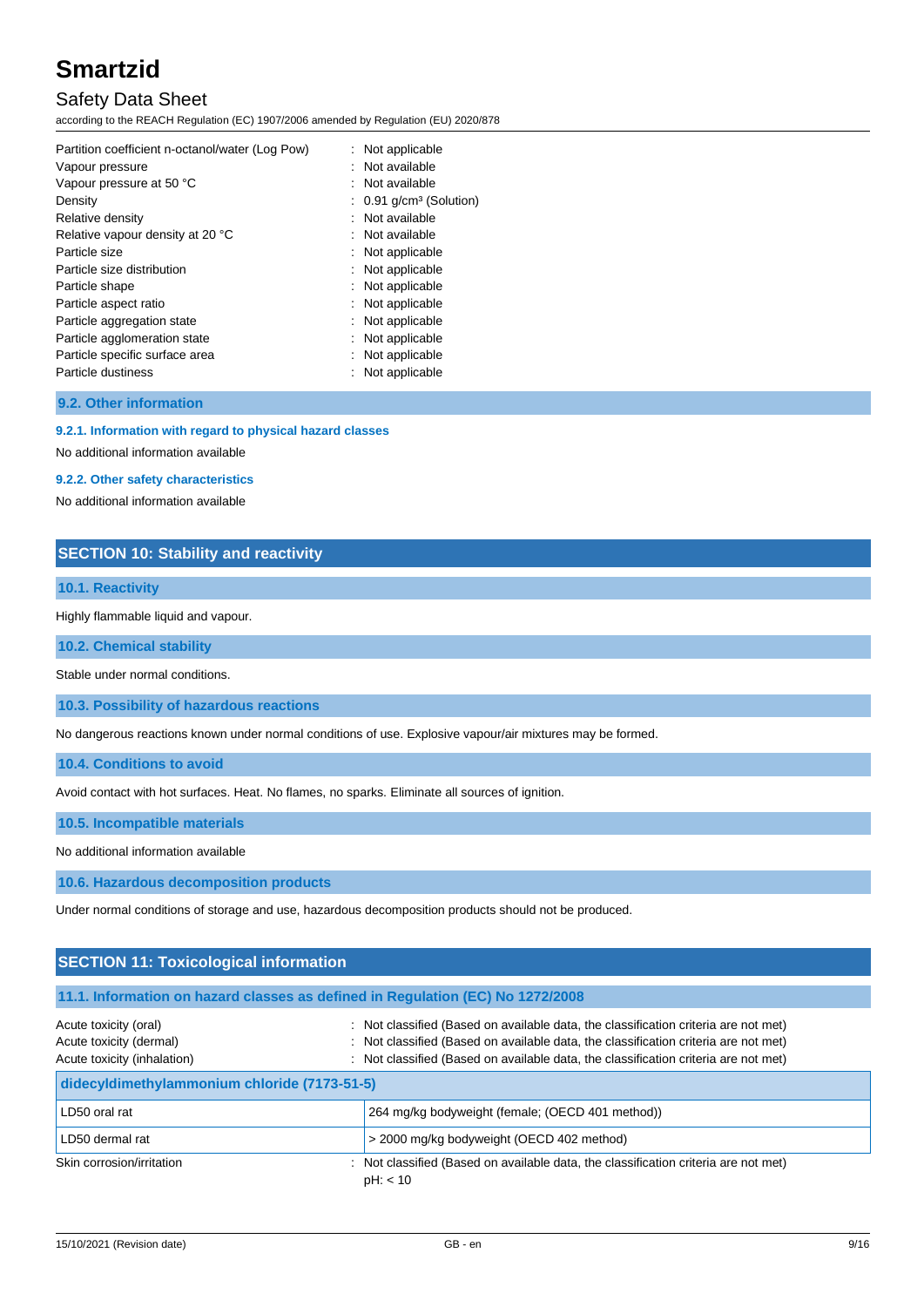| | |
|---|---|
| Partition coefficient n-octanol/water (Log Pow) | : Not applicable |
| Vapour pressure | : Not available |
| Vapour pressure at 50 °C | : Not available |
| Density | : 0.91 g/cm³ (Solution) |
| Relative density | : Not available |
| Relative vapour density at 20 °C | : Not available |
| Particle size | : Not applicable |
| Particle size distribution | : Not applicable |
| Particle shape | : Not applicable |
| Particle aspect ratio | : Not applicable |
| Particle aggregation state | : Not applicable |
| Particle agglomeration state | : Not applicable |
| Particle specific surface area | : Not applicable |
| Particle dustiness | : Not applicable |

### 9.2. Other information

#### 9.2.1. Information with regard to physical hazard classes

No additional information available

#### 9.2.2. Other safety characteristics

No additional information available

## SECTION 10: Stability and reactivity

### 10.1. Reactivity

Highly flammable liquid and vapour.

### 10.2. Chemical stability

Stable under normal conditions.

### 10.3. Possibility of hazardous reactions

No dangerous reactions known under normal conditions of use. Explosive vapour/air mixtures may be formed.

### 10.4. Conditions to avoid

Avoid contact with hot surfaces. Heat. No flames, no sparks. Eliminate all sources of ignition.

### 10.5. Incompatible materials

No additional information available

### 10.6. Hazardous decomposition products

Under normal conditions of storage and use, hazardous decomposition products should not be produced.

## SECTION 11: Toxicological information

### 11.1. Information on hazard classes as defined in Regulation (EC) No 1272/2008

| | |
|---|---|
| Acute toxicity (oral) | : Not classified (Based on available data, the classification criteria are not met) |
| Acute toxicity (dermal) | : Not classified (Based on available data, the classification criteria are not met) |
| Acute toxicity (inhalation) | : Not classified (Based on available data, the classification criteria are not met) |

| didecyldimethylammonium chloride (7173-51-5) | |
|---|---|
| LD50 oral rat | 264 mg/kg bodyweight (female; (OECD 401 method)) |
| LD50 dermal rat | > 2000 mg/kg bodyweight (OECD 402 method) |

| | |
|---|---|
| Skin corrosion/irritation | : Not classified (Based on available data, the classification criteria are not met)<br>pH: < 10 |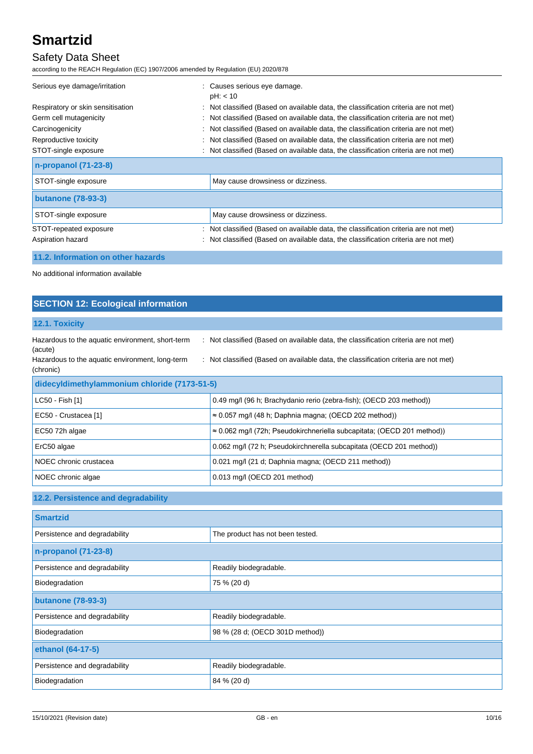| | |
|---|---|
| Serious eye damage/irritation | : Causes serious eye damage.<br>pH: < 10 |
| Respiratory or skin sensitisation | : Not classified (Based on available data, the classification criteria are not met) |
| Germ cell mutagenicity | : Not classified (Based on available data, the classification criteria are not met) |
| Carcinogenicity | : Not classified (Based on available data, the classification criteria are not met) |
| Reproductive toxicity | : Not classified (Based on available data, the classification criteria are not met) |
| STOT-single exposure | : Not classified (Based on available data, the classification criteria are not met) |

| **n-propanol (71-23-8)** | |
|---|---|
| STOT-single exposure | May cause drowsiness or dizziness. |
| **butanone (78-93-3)** | |
| STOT-single exposure | May cause drowsiness or dizziness. |

| | |
|---|---|
| STOT-repeated exposure | : Not classified (Based on available data, the classification criteria are not met) |
| Aspiration hazard | : Not classified (Based on available data, the classification criteria are not met) |

### 11.2. Information on other hazards

No additional information available

## SECTION 12: Ecological information

### 12.1. Toxicity

| | |
|---|---|
| Hazardous to the aquatic environment, short-term (acute) | : Not classified (Based on available data, the classification criteria are not met) |
| Hazardous to the aquatic environment, long-term (chronic) | : Not classified (Based on available data, the classification criteria are not met) |

| **didecyldimethylammonium chloride (7173-51-5)** | |
|---|---|
| LC50 - Fish [1] | 0.49 mg/l (96 h; Brachydanio rerio (zebra-fish); (OECD 203 method)) |
| EC50 - Crustacea [1] | ≈ 0.057 mg/l (48 h; Daphnia magna; (OECD 202 method)) |
| EC50 72h algae | ≈ 0.062 mg/l (72h; Pseudokirchneriella subcapitata; (OECD 201 method)) |
| ErC50 algae | 0.062 mg/l (72 h; Pseudokirchnerella subcapitata (OECD 201 method)) |
| NOEC chronic crustacea | 0.021 mg/l (21 d; Daphnia magna; (OECD 211 method)) |
| NOEC chronic algae | 0.013 mg/l (OECD 201 method) |

### 12.2. Persistence and degradability

| **Smartzid** | |
|---|---|
| Persistence and degradability | The product has not been tested. |
| **n-propanol (71-23-8)** | |
| Persistence and degradability | Readily biodegradable. |
| Biodegradation | 75 % (20 d) |
| **butanone (78-93-3)** | |
| Persistence and degradability | Readily biodegradable. |
| Biodegradation | 98 % (28 d; (OECD 301D method)) |
| **ethanol (64-17-5)** | |
| Persistence and degradability | Readily biodegradable. |
| Biodegradation | 84 % (20 d) |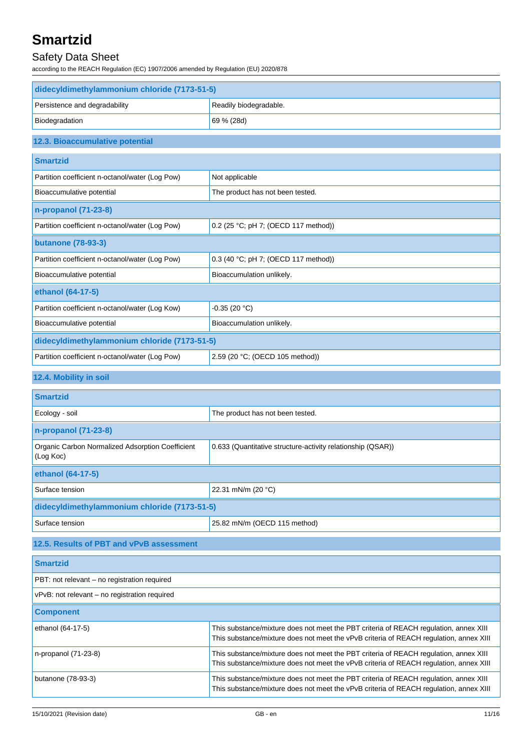| didecyldimethylammonium chloride (7173-51-5) | |
|---|---|
| Persistence and degradability | Readily biodegradable. |
| Biodegradation | 69 % (28d) |

### 12.3. Bioaccumulative potential

| Smartzid | |
|---|---|
| Partition coefficient n-octanol/water (Log Pow) | Not applicable |
| Bioaccumulative potential | The product has not been tested. |
| **n-propanol (71-23-8)** | |
| Partition coefficient n-octanol/water (Log Pow) | 0.2 (25 °C; pH 7; (OECD 117 method)) |
| **butanone (78-93-3)** | |
| Partition coefficient n-octanol/water (Log Pow) | 0.3 (40 °C; pH 7; (OECD 117 method)) |
| Bioaccumulative potential | Bioaccumulation unlikely. |
| **ethanol (64-17-5)** | |
| Partition coefficient n-octanol/water (Log Kow) | -0.35 (20 °C) |
| Bioaccumulative potential | Bioaccumulation unlikely. |
| **didecyldimethylammonium chloride (7173-51-5)** | |
| Partition coefficient n-octanol/water (Log Pow) | 2.59 (20 °C; (OECD 105 method)) |

### 12.4. Mobility in soil

| Smartzid | |
|---|---|
| Ecology - soil | The product has not been tested. |
| **n-propanol (71-23-8)** | |
| Organic Carbon Normalized Adsorption Coefficient (Log Koc) | 0.633 (Quantitative structure-activity relationship (QSAR)) |
| **ethanol (64-17-5)** | |
| Surface tension | 22.31 mN/m (20 °C) |
| **didecyldimethylammonium chloride (7173-51-5)** | |
| Surface tension | 25.82 mN/m (OECD 115 method) |

### 12.5. Results of PBT and vPvB assessment

| Smartzid |
|---|
| PBT: not relevant – no registration required |
| vPvB: not relevant – no registration required |

| Component | |
|---|---|
| ethanol (64-17-5) | This substance/mixture does not meet the PBT criteria of REACH regulation, annex XIII<br>This substance/mixture does not meet the vPvB criteria of REACH regulation, annex XIII |
| n-propanol (71-23-8) | This substance/mixture does not meet the PBT criteria of REACH regulation, annex XIII<br>This substance/mixture does not meet the vPvB criteria of REACH regulation, annex XIII |
| butanone (78-93-3) | This substance/mixture does not meet the PBT criteria of REACH regulation, annex XIII<br>This substance/mixture does not meet the vPvB criteria of REACH regulation, annex XIII |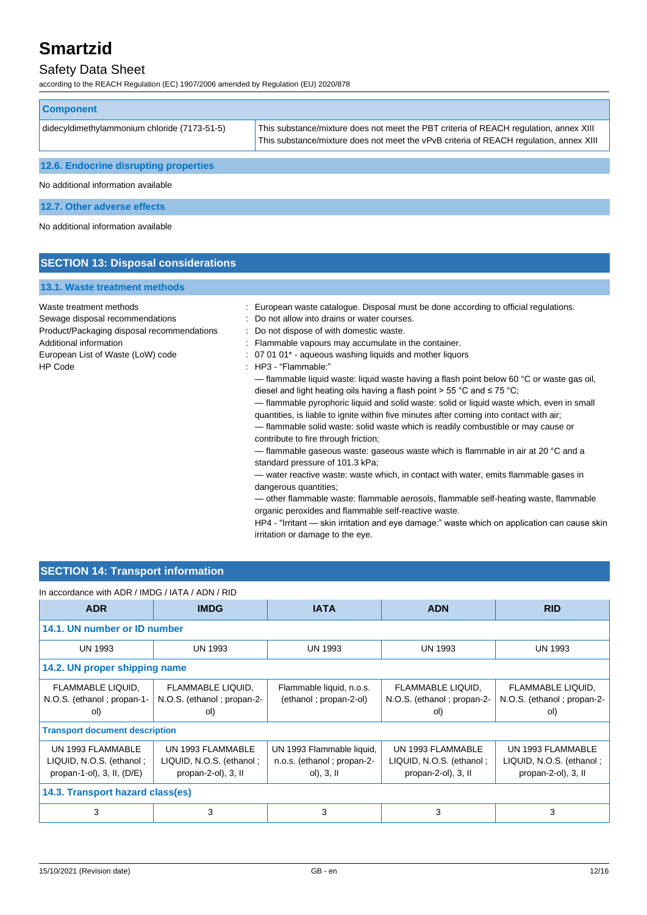| Component | |
|---|---|
| didecyldimethylammonium chloride (7173-51-5) | This substance/mixture does not meet the PBT criteria of REACH regulation, annex XIII<br>This substance/mixture does not meet the vPvB criteria of REACH regulation, annex XIII |

### 12.6. Endocrine disrupting properties

No additional information available

### 12.7. Other adverse effects

No additional information available

## SECTION 13: Disposal considerations

### 13.1. Waste treatment methods

Waste treatment methods : European waste catalogue. Disposal must be done according to official regulations.

Sewage disposal recommendations : Do not allow into drains or water courses.

Product/Packaging disposal recommendations : Do not dispose of with domestic waste.

Additional information : Flammable vapours may accumulate in the container.

European List of Waste (LoW) code : 07 01 01* - aqueous washing liquids and mother liquors

HP Code : HP3 - “Flammable:”

— flammable liquid waste: liquid waste having a flash point below 60 °C or waste gas oil, diesel and light heating oils having a flash point > 55 °C and ≤ 75 °C;

— flammable pyrophoric liquid and solid waste: solid or liquid waste which, even in small quantities, is liable to ignite within five minutes after coming into contact with air;

— flammable solid waste: solid waste which is readily combustible or may cause or contribute to fire through friction;

— flammable gaseous waste: gaseous waste which is flammable in air at 20 °C and a standard pressure of 101.3 kPa;

— water reactive waste: waste which, in contact with water, emits flammable gases in dangerous quantities;

— other flammable waste: flammable aerosols, flammable self-heating waste, flammable organic peroxides and flammable self-reactive waste.

HP4 - “Irritant — skin irritation and eye damage:” waste which on application can cause skin irritation or damage to the eye.

## SECTION 14: Transport information

In accordance with ADR / IMDG / IATA / ADN / RID

| ADR | IMDG | IATA | ADN | RID |
|---|---|---|---|---|
| **14.1. UN number or ID number** | | | | |
| UN 1993 | UN 1993 | UN 1993 | UN 1993 | UN 1993 |
| **14.2. UN proper shipping name** | | | | |
| FLAMMABLE LIQUID, N.O.S. (ethanol ; propan-1-ol) | FLAMMABLE LIQUID, N.O.S. (ethanol ; propan-2-ol) | Flammable liquid, n.o.s. (ethanol ; propan-2-ol) | FLAMMABLE LIQUID, N.O.S. (ethanol ; propan-2-ol) | FLAMMABLE LIQUID, N.O.S. (ethanol ; propan-2-ol) |
| **Transport document description** | | | | |
| UN 1993 FLAMMABLE LIQUID, N.O.S. (ethanol ; propan-1-ol), 3, II, (D/E) | UN 1993 FLAMMABLE LIQUID, N.O.S. (ethanol ; propan-2-ol), 3, II | UN 1993 Flammable liquid, n.o.s. (ethanol ; propan-2-ol), 3, II | UN 1993 FLAMMABLE LIQUID, N.O.S. (ethanol ; propan-2-ol), 3, II | UN 1993 FLAMMABLE LIQUID, N.O.S. (ethanol ; propan-2-ol), 3, II |
| **14.3. Transport hazard class(es)** | | | | |
| 3 | 3 | 3 | 3 | 3 |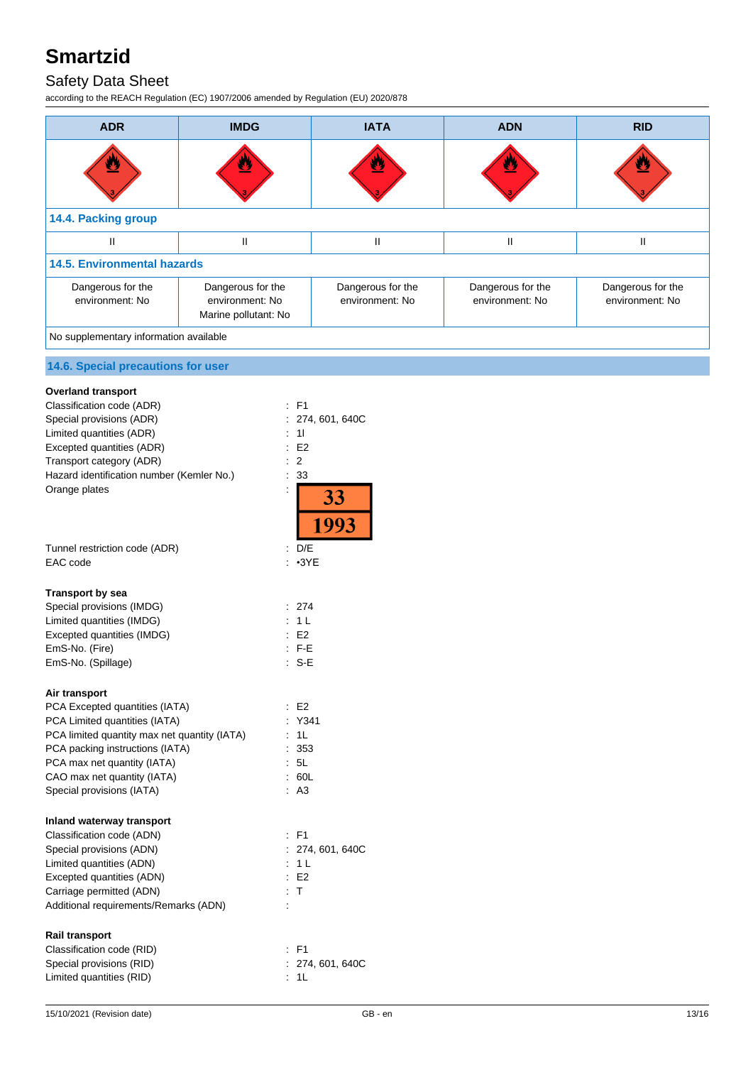| ADR | IMDG | IATA | ADN | RID |
|---|---|---|---|---|
| | | | | |

**14.4. Packing group**

| ADR | IMDG | IATA | ADN | RID |
|---|---|---|---|---|
| II | II | II | II | II |

**14.5. Environmental hazards**

| ADR | IMDG | IATA | ADN | RID |
|---|---|---|---|---|
| Dangerous for the environment: No | Dangerous for the environment: No<br>Marine pollutant: No | Dangerous for the environment: No | Dangerous for the environment: No | Dangerous for the environment: No |

No supplementary information available

## 14.6. Special precautions for user

**Overland transport**

Classification code (ADR) : F1
Special provisions (ADR) : 274, 601, 640C
Limited quantities (ADR) : 1l
Excepted quantities (ADR) : E2
Transport category (ADR) : 2
Hazard identification number (Kemler No.) : 33
Orange plates : 33 / 1993
Tunnel restriction code (ADR) : D/E
EAC code : •3YE

**Transport by sea**

Special provisions (IMDG) : 274
Limited quantities (IMDG) : 1 L
Excepted quantities (IMDG) : E2
EmS-No. (Fire) : F-E
EmS-No. (Spillage) : S-E

**Air transport**

PCA Excepted quantities (IATA) : E2
PCA Limited quantities (IATA) : Y341
PCA limited quantity max net quantity (IATA) : 1L
PCA packing instructions (IATA) : 353
PCA max net quantity (IATA) : 5L
CAO max net quantity (IATA) : 60L
Special provisions (IATA) : A3

**Inland waterway transport**

Classification code (ADN) : F1
Special provisions (ADN) : 274, 601, 640C
Limited quantities (ADN) : 1 L
Excepted quantities (ADN) : E2
Carriage permitted (ADN) : T
Additional requirements/Remarks (ADN) :

**Rail transport**

Classification code (RID) : F1
Special provisions (RID) : 274, 601, 640C
Limited quantities (RID) : 1L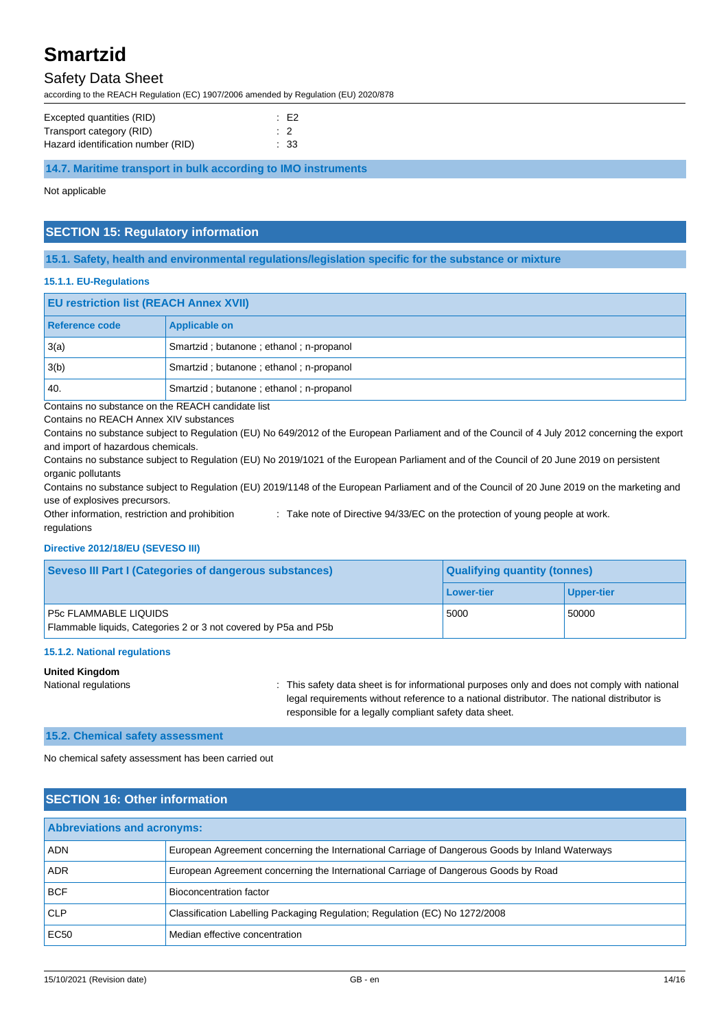| | | |
|---|---|---|
| Excepted quantities (RID) | : | E2 |
| Transport category (RID) | : | 2 |
| Hazard identification number (RID) | : | 33 |

### 14.7. Maritime transport in bulk according to IMO instruments

Not applicable

## SECTION 15: Regulatory information

### 15.1. Safety, health and environmental regulations/legislation specific for the substance or mixture

#### 15.1.1. EU-Regulations

| EU restriction list (REACH Annex XVII) | |
|---|---|
| **Reference code** | **Applicable on** |
| 3(a) | Smartzid ; butanone ; ethanol ; n-propanol |
| 3(b) | Smartzid ; butanone ; ethanol ; n-propanol |
| 40. | Smartzid ; butanone ; ethanol ; n-propanol |

Contains no substance on the REACH candidate list

Contains no REACH Annex XIV substances

Contains no substance subject to Regulation (EU) No 649/2012 of the European Parliament and of the Council of 4 July 2012 concerning the export and import of hazardous chemicals.

Contains no substance subject to Regulation (EU) No 2019/1021 of the European Parliament and of the Council of 20 June 2019 on persistent organic pollutants

Contains no substance subject to Regulation (EU) 2019/1148 of the European Parliament and of the Council of 20 June 2019 on the marketing and use of explosives precursors.

Other information, restriction and prohibition regulations : Take note of Directive 94/33/EC on the protection of young people at work.

#### Directive 2012/18/EU (SEVESO III)

| Seveso III Part I (Categories of dangerous substances) | Qualifying quantity (tonnes) | |
|---|---|---|
| | **Lower-tier** | **Upper-tier** |
| P5c FLAMMABLE LIQUIDS<br>Flammable liquids, Categories 2 or 3 not covered by P5a and P5b | 5000 | 50000 |

#### 15.1.2. National regulations

**United Kingdom**

National regulations : This safety data sheet is for informational purposes only and does not comply with national legal requirements without reference to a national distributor. The national distributor is responsible for a legally compliant safety data sheet.

### 15.2. Chemical safety assessment

No chemical safety assessment has been carried out

## SECTION 16: Other information

| Abbreviations and acronyms: | |
|---|---|
| ADN | European Agreement concerning the International Carriage of Dangerous Goods by Inland Waterways |
| ADR | European Agreement concerning the International Carriage of Dangerous Goods by Road |
| BCF | Bioconcentration factor |
| CLP | Classification Labelling Packaging Regulation; Regulation (EC) No 1272/2008 |
| EC50 | Median effective concentration |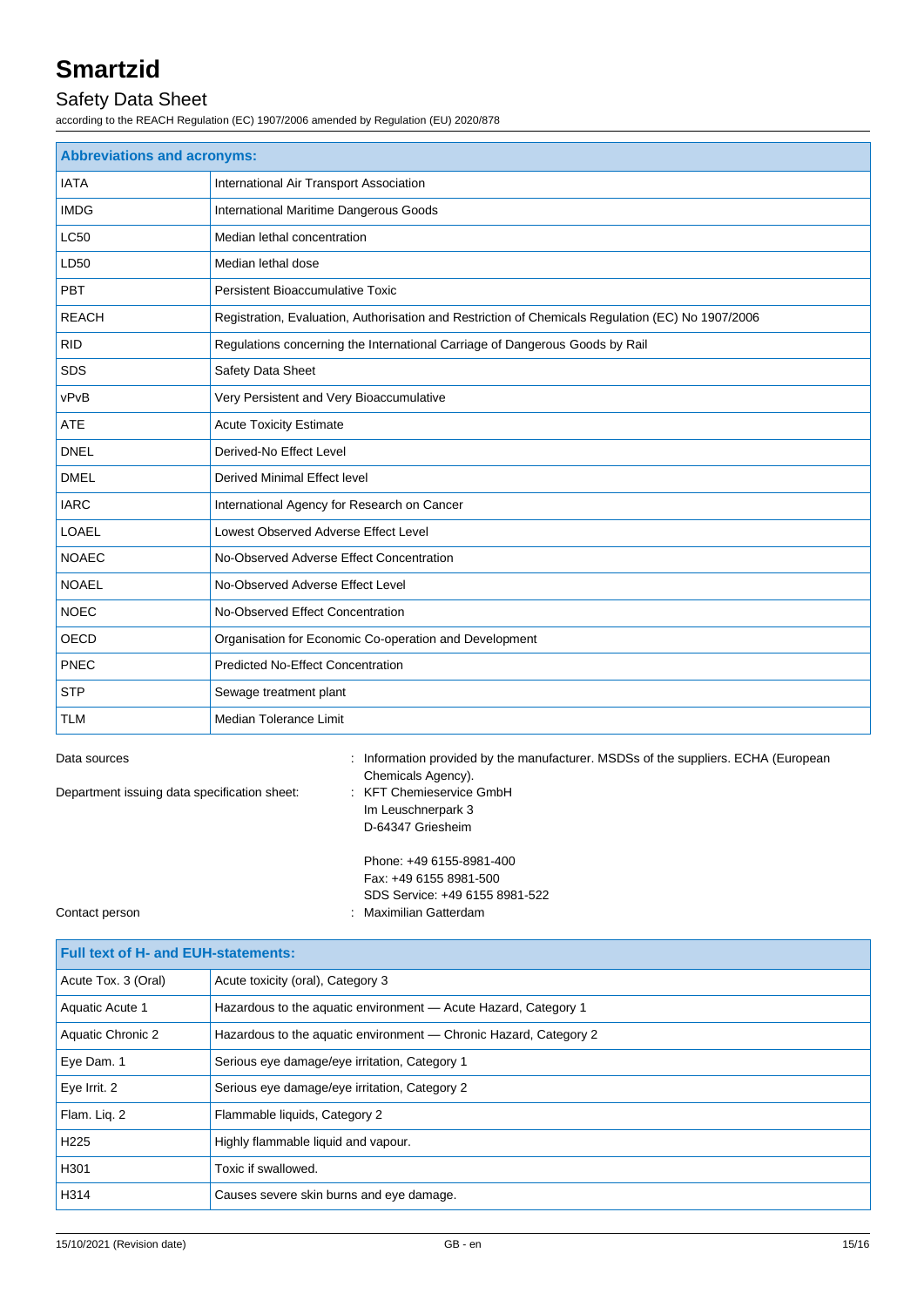| Abbreviations and acronyms: | |
|---|---|
| IATA | International Air Transport Association |
| IMDG | International Maritime Dangerous Goods |
| LC50 | Median lethal concentration |
| LD50 | Median lethal dose |
| PBT | Persistent Bioaccumulative Toxic |
| REACH | Registration, Evaluation, Authorisation and Restriction of Chemicals Regulation (EC) No 1907/2006 |
| RID | Regulations concerning the International Carriage of Dangerous Goods by Rail |
| SDS | Safety Data Sheet |
| vPvB | Very Persistent and Very Bioaccumulative |
| ATE | Acute Toxicity Estimate |
| DNEL | Derived-No Effect Level |
| DMEL | Derived Minimal Effect level |
| IARC | International Agency for Research on Cancer |
| LOAEL | Lowest Observed Adverse Effect Level |
| NOAEC | No-Observed Adverse Effect Concentration |
| NOAEL | No-Observed Adverse Effect Level |
| NOEC | No-Observed Effect Concentration |
| OECD | Organisation for Economic Co-operation and Development |
| PNEC | Predicted No-Effect Concentration |
| STP | Sewage treatment plant |
| TLM | Median Tolerance Limit |

Data sources : Information provided by the manufacturer. MSDSs of the suppliers. ECHA (European Chemicals Agency).

Department issuing data specification sheet: : KFT Chemieservice GmbH
Im Leuschnerpark 3
D-64347 Griesheim

Phone: +49 6155-8981-400
Fax: +49 6155 8981-500
SDS Service: +49 6155 8981-522

Contact person : Maximilian Gatterdam

| Full text of H- and EUH-statements: | |
|---|---|
| Acute Tox. 3 (Oral) | Acute toxicity (oral), Category 3 |
| Aquatic Acute 1 | Hazardous to the aquatic environment — Acute Hazard, Category 1 |
| Aquatic Chronic 2 | Hazardous to the aquatic environment — Chronic Hazard, Category 2 |
| Eye Dam. 1 | Serious eye damage/eye irritation, Category 1 |
| Eye Irrit. 2 | Serious eye damage/eye irritation, Category 2 |
| Flam. Liq. 2 | Flammable liquids, Category 2 |
| H225 | Highly flammable liquid and vapour. |
| H301 | Toxic if swallowed. |
| H314 | Causes severe skin burns and eye damage. |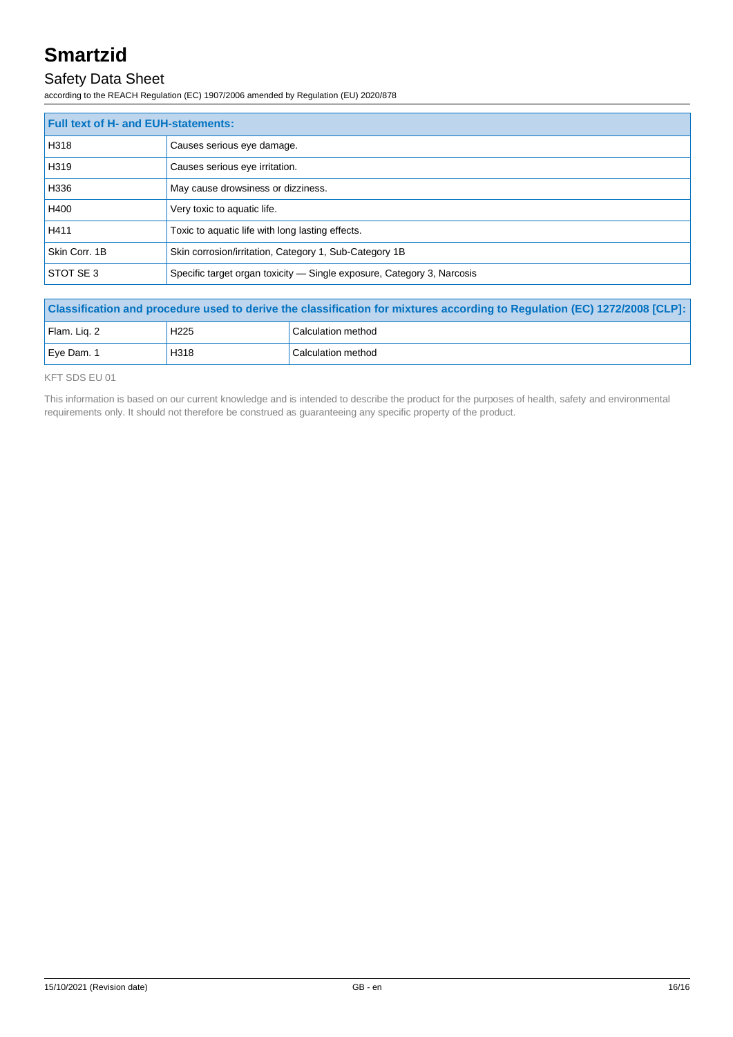| Full text of H- and EUH-statements: | |
|---|---|
| H318 | Causes serious eye damage. |
| H319 | Causes serious eye irritation. |
| H336 | May cause drowsiness or dizziness. |
| H400 | Very toxic to aquatic life. |
| H411 | Toxic to aquatic life with long lasting effects. |
| Skin Corr. 1B | Skin corrosion/irritation, Category 1, Sub-Category 1B |
| STOT SE 3 | Specific target organ toxicity — Single exposure, Category 3, Narcosis |

| Classification and procedure used to derive the classification for mixtures according to Regulation (EC) 1272/2008 [CLP]: | | |
|---|---|---|
| Flam. Liq. 2 | H225 | Calculation method |
| Eye Dam. 1 | H318 | Calculation method |

KFT SDS EU 01

This information is based on our current knowledge and is intended to describe the product for the purposes of health, safety and environmental requirements only. It should not therefore be construed as guaranteeing any specific property of the product.